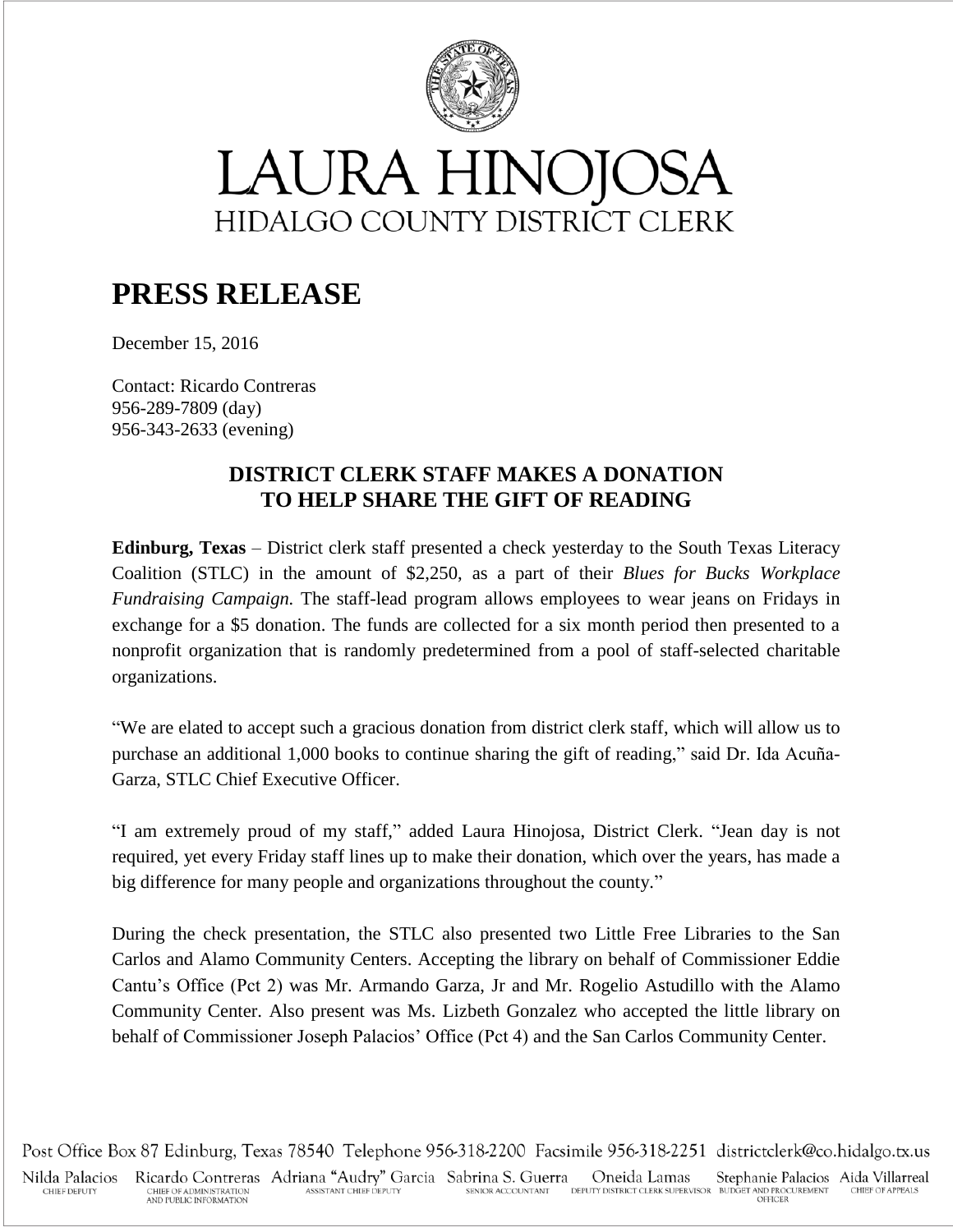# LAURA HINOJOSA

HIDALGO COUNTY DISTRICT CLERK

## PRESS RELEASE

December 15, 2016

Contact: Ricardo Contreras
956-289-7809 (day)
956-343-2633 (evening)

### DISTRICT CLERK STAFF MAKES A DONATION TO HELP SHARE THE GIFT OF READING

**Edinburg, Texas** – District clerk staff presented a check yesterday to the South Texas Literacy Coalition (STLC) in the amount of $2,250, as a part of their *Blues for Bucks Workplace Fundraising Campaign.* The staff-lead program allows employees to wear jeans on Fridays in exchange for a $5 donation. The funds are collected for a six month period then presented to a nonprofit organization that is randomly predetermined from a pool of staff-selected charitable organizations.

"We are elated to accept such a gracious donation from district clerk staff, which will allow us to purchase an additional 1,000 books to continue sharing the gift of reading," said Dr. Ida Acuña-Garza, STLC Chief Executive Officer.

"I am extremely proud of my staff," added Laura Hinojosa, District Clerk. "Jean day is not required, yet every Friday staff lines up to make their donation, which over the years, has made a big difference for many people and organizations throughout the county."

During the check presentation, the STLC also presented two Little Free Libraries to the San Carlos and Alamo Community Centers. Accepting the library on behalf of Commissioner Eddie Cantu's Office (Pct 2) was Mr. Armando Garza, Jr and Mr. Rogelio Astudillo with the Alamo Community Center. Also present was Ms. Lizbeth Gonzalez who accepted the little library on behalf of Commissioner Joseph Palacios' Office (Pct 4) and the San Carlos Community Center.

Post Office Box 87 Edinburg, Texas 78540 Telephone 956-318-2200 Facsimile 956-318-2251 districtclerk@co.hidalgo.tx.us

Nilda Palacios, Chief Deputy | Ricardo Contreras, Chief of Administration and Public Information | Adriana "Audry" Garcia, Assistant Chief Deputy | Sabrina S. Guerra, Senior Accountant | Oneida Lamas, Deputy District Clerk Supervisor | Stephanie Palacios, Budget and Procurement Officer | Aida Villarreal, Chief of Appeals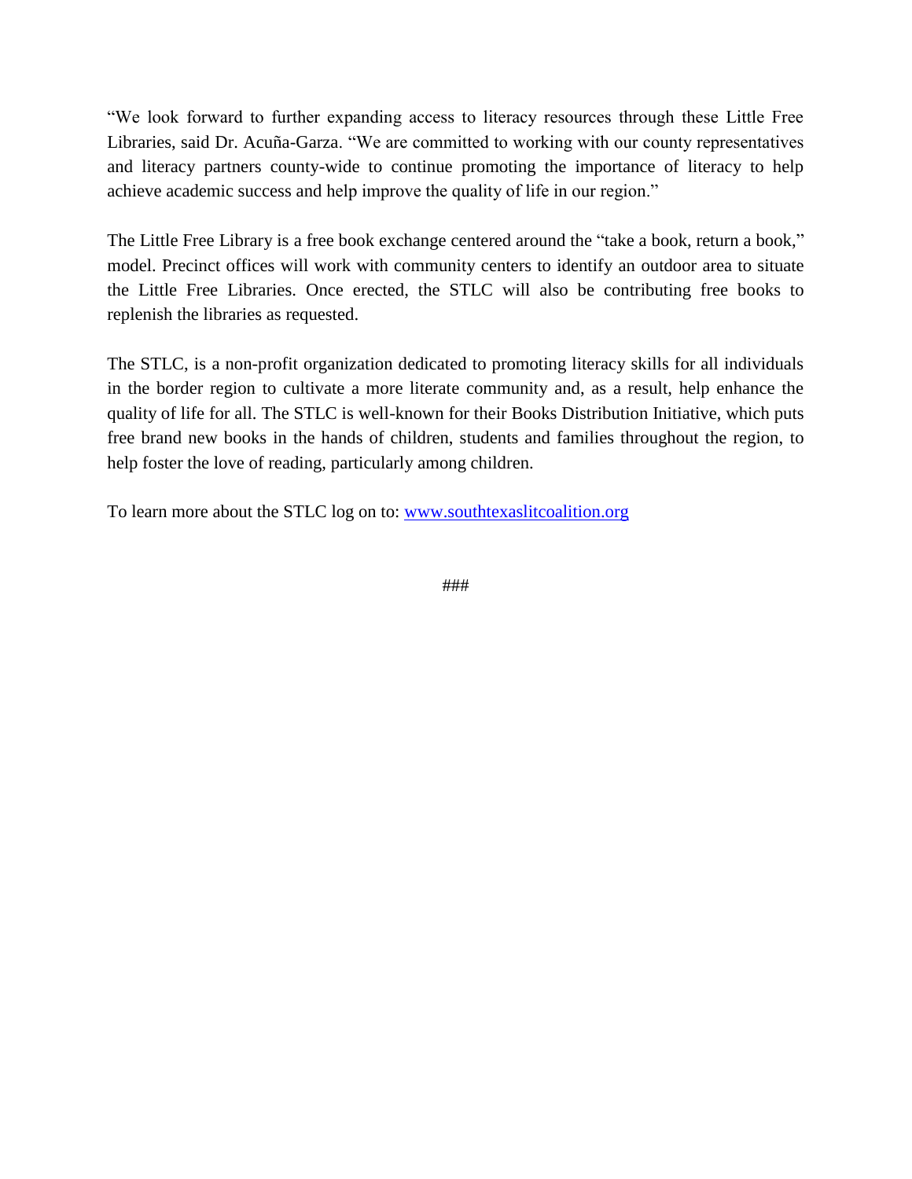"We look forward to further expanding access to literacy resources through these Little Free Libraries, said Dr. Acuña-Garza. "We are committed to working with our county representatives and literacy partners county-wide to continue promoting the importance of literacy to help achieve academic success and help improve the quality of life in our region."

The Little Free Library is a free book exchange centered around the "take a book, return a book," model. Precinct offices will work with community centers to identify an outdoor area to situate the Little Free Libraries. Once erected, the STLC will also be contributing free books to replenish the libraries as requested.

The STLC, is a non-profit organization dedicated to promoting literacy skills for all individuals in the border region to cultivate a more literate community and, as a result, help enhance the quality of life for all. The STLC is well-known for their Books Distribution Initiative, which puts free brand new books in the hands of children, students and families throughout the region, to help foster the love of reading, particularly among children.

To learn more about the STLC log on to: [www.southtexaslitcoalition.org](http://www.southtexaslitcoalition.org)

###